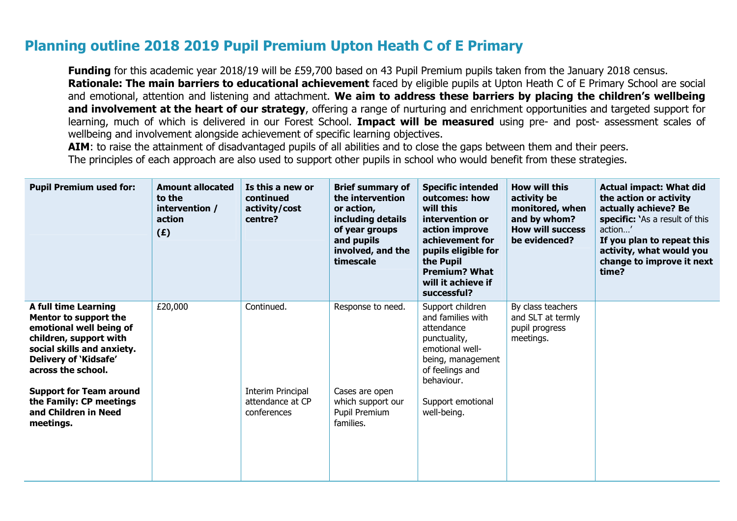# Planning outline 2018 2019 Pupil Premium Upton Heath C of E Primary

**Funding** for this academic year 2018/19 will be £59,700 based on 43 Pupil Premium pupils taken from the January 2018 census.
**Rationale: The main barriers to educational achievement** faced by eligible pupils at Upton Heath C of E Primary School are social and emotional, attention and listening and attachment. **We aim to address these barriers by placing the children's wellbeing and involvement at the heart of our strategy**, offering a range of nurturing and enrichment opportunities and targeted support for learning, much of which is delivered in our Forest School. **Impact will be measured** using pre- and post- assessment scales of wellbeing and involvement alongside achievement of specific learning objectives.
**AIM**: to raise the attainment of disadvantaged pupils of all abilities and to close the gaps between them and their peers.
The principles of each approach are also used to support other pupils in school who would benefit from these strategies.

| **Pupil Premium used for:** | **Amount allocated to the intervention / action (£)** | **Is this a new or continued activity/cost centre?** | **Brief summary of the intervention or action, including details of year groups and pupils involved, and the timescale** | **Specific intended outcomes: how will this intervention or action improve achievement for pupils eligible for the Pupil Premium? What will it achieve if successful?** | **How will this activity be monitored, when and by whom? How will success be evidenced?** | **Actual impact: What did the action or activity actually achieve? Be specific: '**As a result of this action…' **If you plan to repeat this activity, what would you change to improve it next time?** |
|---|---|---|---|---|---|---|
| **A full time Learning Mentor to support the emotional well being of children, support with social skills and anxiety. Delivery of 'Kidsafe' across the school.**<br><br>**Support for Team around the Family: CP meetings and Children in Need meetings.** | £20,000 | Continued.<br><br>Interim Principal attendance at CP conferences | Response to need.<br><br>Cases are open which support our Pupil Premium families. | Support children and families with attendance punctuality, emotional well-being, management of feelings and behaviour.<br><br>Support emotional well-being. | By class teachers and SLT at termly pupil progress meetings. | |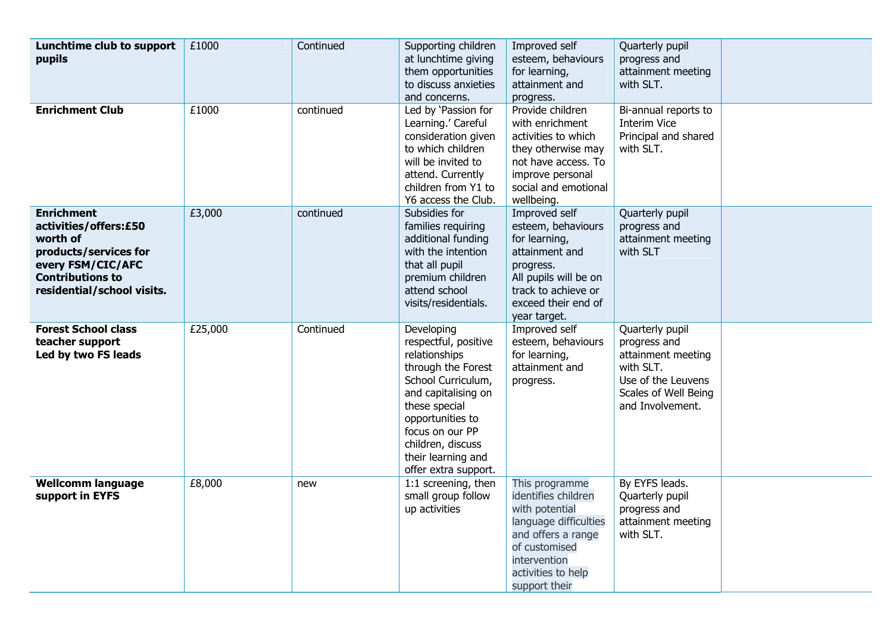| **Lunchtime club to support pupils** | £1000 | Continued | Supporting children at lunchtime giving them opportunities to discuss anxieties and concerns. | Improved self esteem, behaviours for learning, attainment and progress. | Quarterly pupil progress and attainment meeting with SLT. | |
|---|---|---|---|---|---|---|
| **Enrichment Club** | £1000 | continued | Led by 'Passion for Learning.' Careful consideration given to which children will be invited to attend. Currently children from Y1 to Y6 access the Club. | Provide children with enrichment activities to which they otherwise may not have access. To improve personal social and emotional wellbeing. | Bi-annual reports to Interim Vice Principal and shared with SLT. | |
| **Enrichment activities/offers:£50 worth of products/services for every FSM/CIC/AFC Contributions to residential/school visits.** | £3,000 | continued | Subsidies for families requiring additional funding with the intention that all pupil premium children attend school visits/residentials. | Improved self esteem, behaviours for learning, attainment and progress.<br>All pupils will be on track to achieve or exceed their end of year target. | Quarterly pupil progress and attainment meeting with SLT | |
| **Forest School class teacher support Led by two FS leads** | £25,000 | Continued | Developing respectful, positive relationships through the Forest School Curriculum, and capitalising on these special opportunities to focus on our PP children, discuss their learning and offer extra support. | Improved self esteem, behaviours for learning, attainment and progress. | Quarterly pupil progress and attainment meeting with SLT.<br>Use of the Leuvens Scales of Well Being and Involvement. | |
| **Wellcomm language support in EYFS** | £8,000 | new | 1:1 screening, then small group follow up activities | This programme identifies children with potential language difficulties and offers a range of customised intervention activities to help support their | By EYFS leads. Quarterly pupil progress and attainment meeting with SLT. | |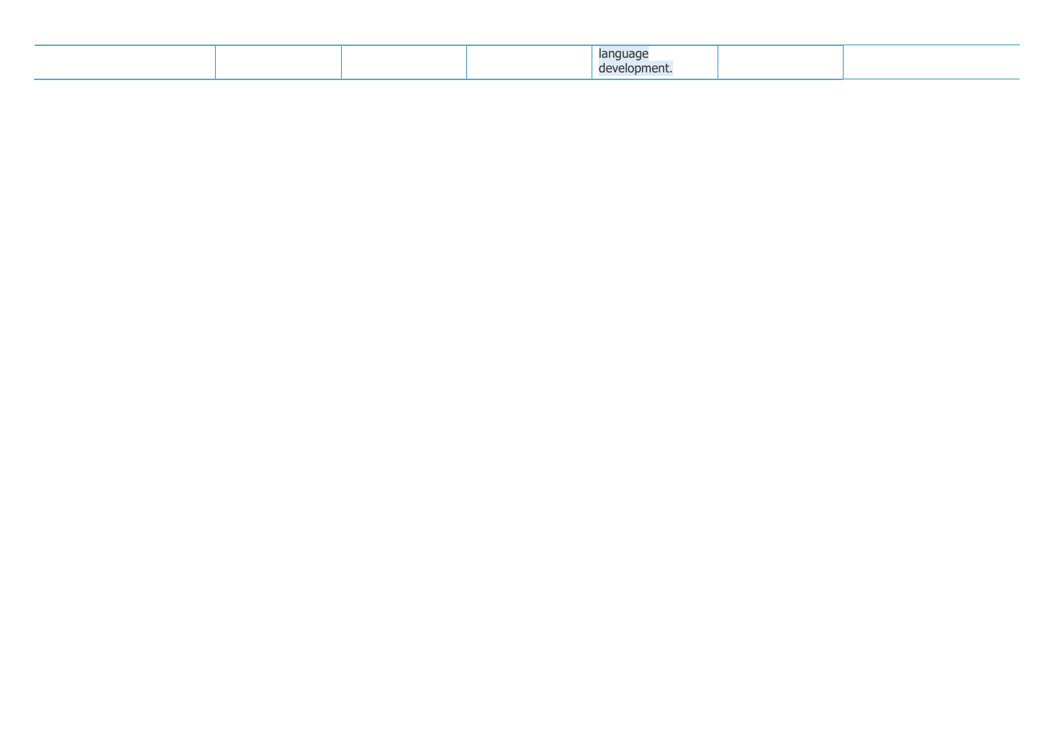| | | | | | | |
|---|---|---|---|---|---|---|
| | | | | language development. | | |